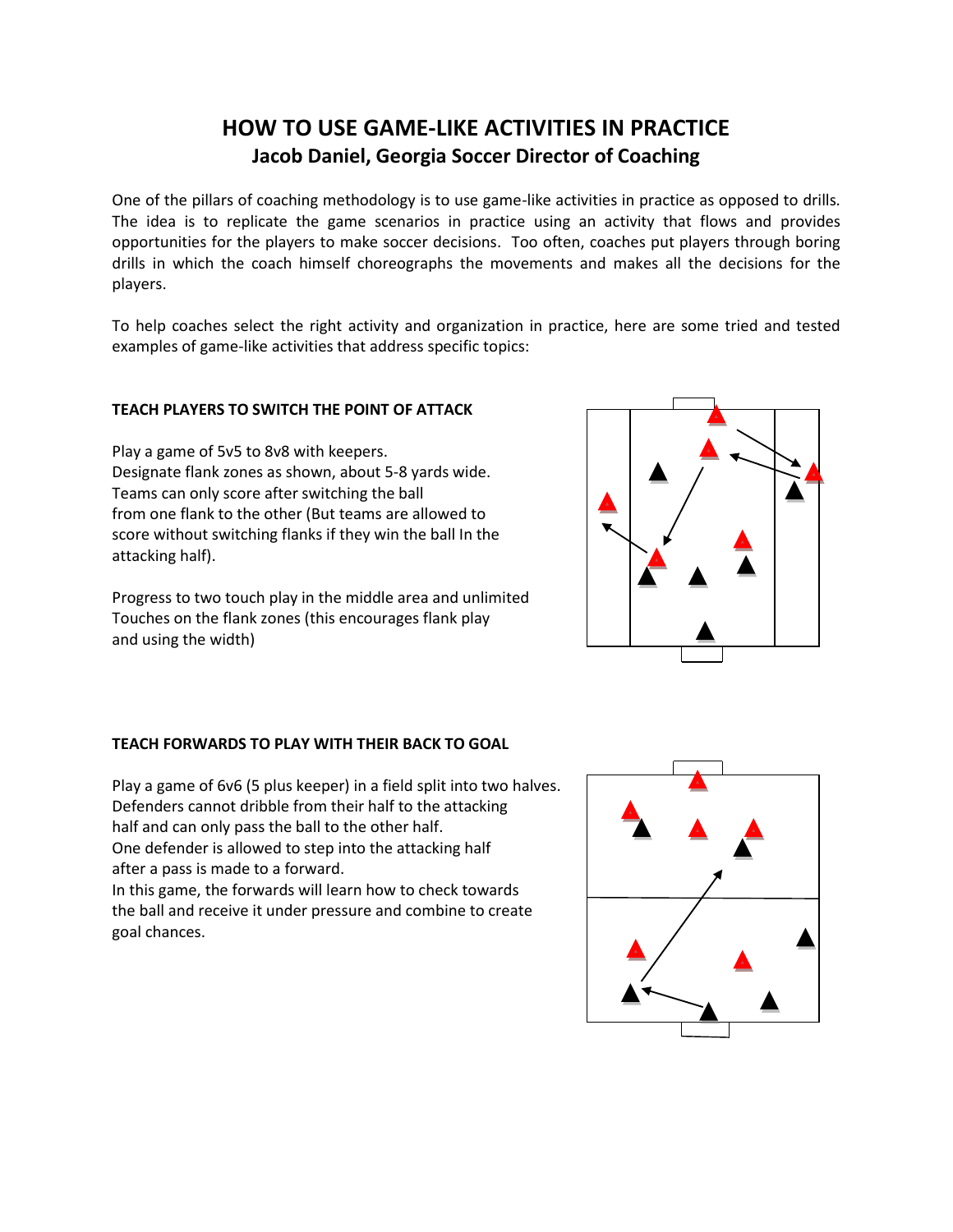# HOW TO USE GAME-LIKE ACTIVITIES IN PRACTICE

## Jacob Daniel, Georgia Soccer Director of Coaching

One of the pillars of coaching methodology is to use game-like activities in practice as opposed to drills. The idea is to replicate the game scenarios in practice using an activity that flows and provides opportunities for the players to make soccer decisions. Too often, coaches put players through boring drills in which the coach himself choreographs the movements and makes all the decisions for the players.

To help coaches select the right activity and organization in practice, here are some tried and tested examples of game-like activities that address specific topics:

### TEACH PLAYERS TO SWITCH THE POINT OF ATTACK

Play a game of 5v5 to 8v8 with keepers.
Designate flank zones as shown, about 5-8 yards wide.
Teams can only score after switching the ball from one flank to the other (But teams are allowed to score without switching flanks if they win the ball In the attacking half).

Progress to two touch play in the middle area and unlimited Touches on the flank zones (this encourages flank play and using the width)

### TEACH FORWARDS TO PLAY WITH THEIR BACK TO GOAL

Play a game of 6v6 (5 plus keeper) in a field split into two halves.
Defenders cannot dribble from their half to the attacking half and can only pass the ball to the other half.
One defender is allowed to step into the attacking half after a pass is made to a forward.
In this game, the forwards will learn how to check towards the ball and receive it under pressure and combine to create goal chances.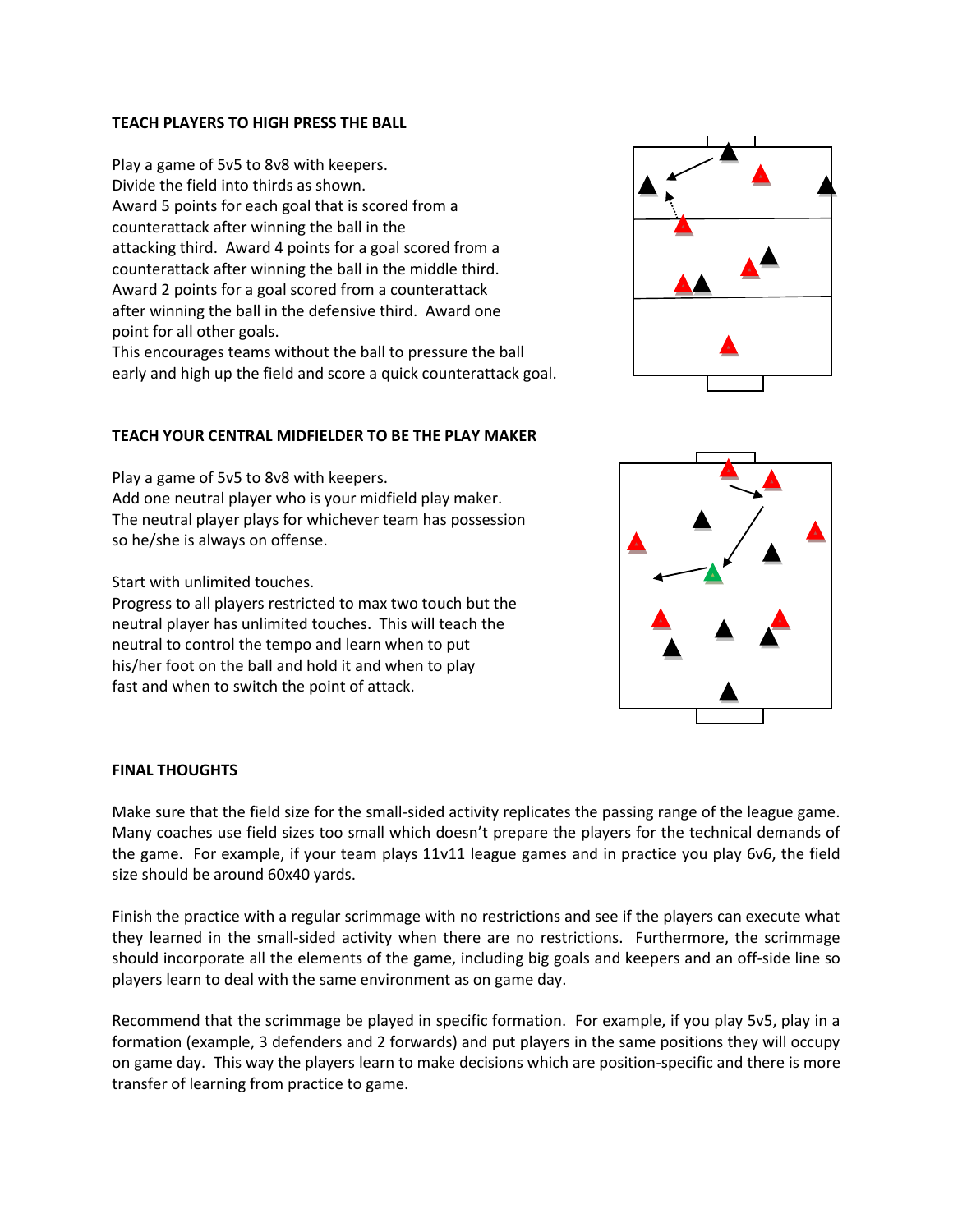**TEACH PLAYERS TO HIGH PRESS THE BALL**

Play a game of 5v5 to 8v8 with keepers.
Divide the field into thirds as shown.
Award 5 points for each goal that is scored from a counterattack after winning the ball in the attacking third. Award 4 points for a goal scored from a counterattack after winning the ball in the middle third. Award 2 points for a goal scored from a counterattack after winning the ball in the defensive third. Award one point for all other goals.
This encourages teams without the ball to pressure the ball early and high up the field and score a quick counterattack goal.

**TEACH YOUR CENTRAL MIDFIELDER TO BE THE PLAY MAKER**

Play a game of 5v5 to 8v8 with keepers.
Add one neutral player who is your midfield play maker.
The neutral player plays for whichever team has possession so he/she is always on offense.

Start with unlimited touches.
Progress to all players restricted to max two touch but the neutral player has unlimited touches. This will teach the neutral to control the tempo and learn when to put his/her foot on the ball and hold it and when to play fast and when to switch the point of attack.

**FINAL THOUGHTS**

Make sure that the field size for the small-sided activity replicates the passing range of the league game. Many coaches use field sizes too small which doesn't prepare the players for the technical demands of the game. For example, if your team plays 11v11 league games and in practice you play 6v6, the field size should be around 60x40 yards.

Finish the practice with a regular scrimmage with no restrictions and see if the players can execute what they learned in the small-sided activity when there are no restrictions. Furthermore, the scrimmage should incorporate all the elements of the game, including big goals and keepers and an off-side line so players learn to deal with the same environment as on game day.

Recommend that the scrimmage be played in specific formation. For example, if you play 5v5, play in a formation (example, 3 defenders and 2 forwards) and put players in the same positions they will occupy on game day. This way the players learn to make decisions which are position-specific and there is more transfer of learning from practice to game.